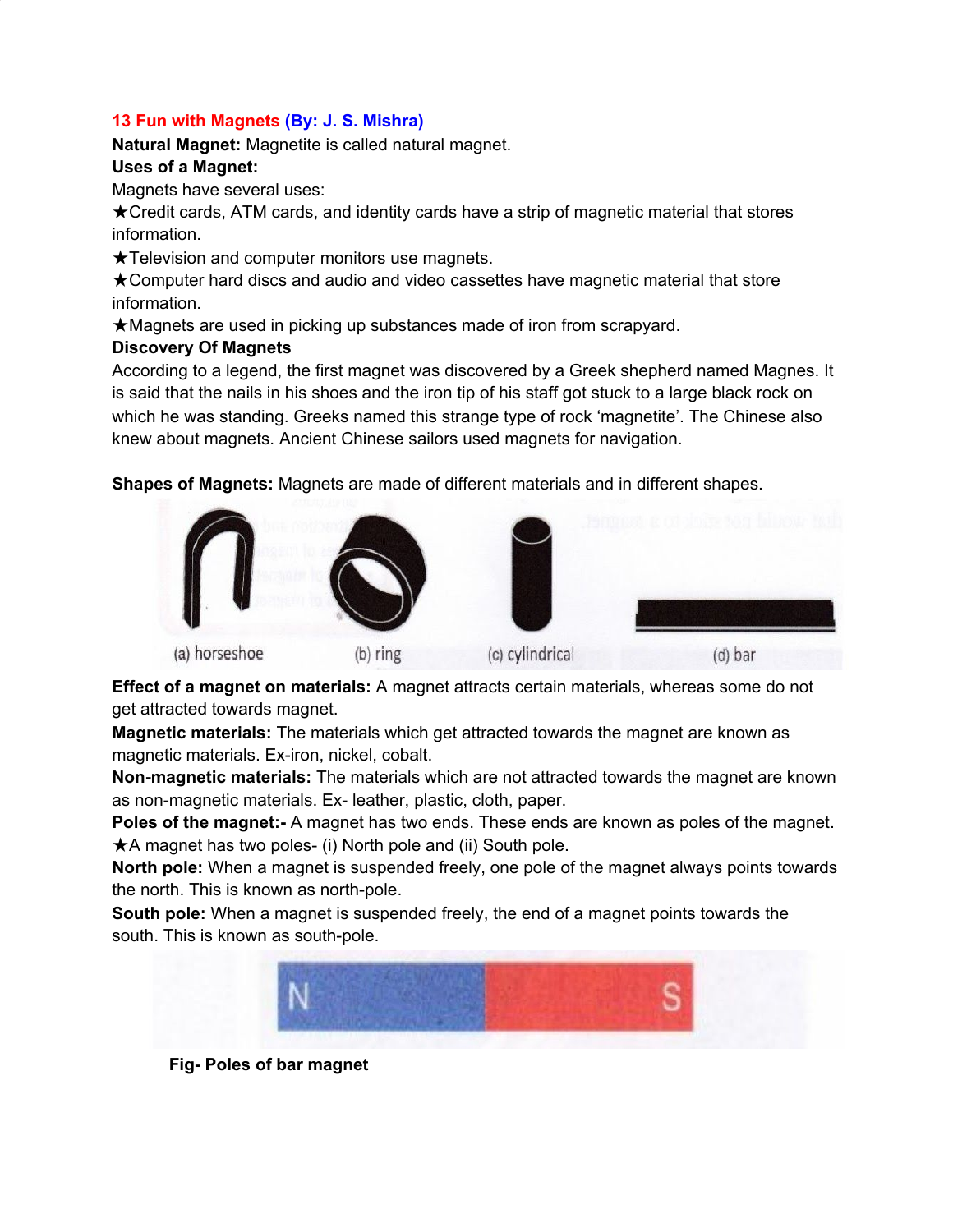# 13 Fun with Magnets (By: J. S. Mishra)

**Natural Magnet:** Magnetite is called natural magnet.

**Uses of a Magnet:**

Magnets have several uses:

★Credit cards, ATM cards, and identity cards have a strip of magnetic material that stores information.

★Television and computer monitors use magnets.

★Computer hard discs and audio and video cassettes have magnetic material that store information.

★Magnets are used in picking up substances made of iron from scrapyard.

**Discovery Of Magnets**

According to a legend, the first magnet was discovered by a Greek shepherd named Magnes. It is said that the nails in his shoes and the iron tip of his staff got stuck to a large black rock on which he was standing. Greeks named this strange type of rock 'magnetite'. The Chinese also knew about magnets. Ancient Chinese sailors used magnets for navigation.

**Shapes of Magnets:** Magnets are made of different materials and in different shapes.

(a) horseshoe (b) ring (c) cylindrical (d) bar

**Effect of a magnet on materials:** A magnet attracts certain materials, whereas some do not get attracted towards magnet.

**Magnetic materials:** The materials which get attracted towards the magnet are known as magnetic materials. Ex-iron, nickel, cobalt.

**Non-magnetic materials:** The materials which are not attracted towards the magnet are known as non-magnetic materials. Ex- leather, plastic, cloth, paper.

**Poles of the magnet:-** A magnet has two ends. These ends are known as poles of the magnet.

★A magnet has two poles- (i) North pole and (ii) South pole.

**North pole:** When a magnet is suspended freely, one pole of the magnet always points towards the north. This is known as north-pole.

**South pole:** When a magnet is suspended freely, the end of a magnet points towards the south. This is known as south-pole.

N S

**Fig- Poles of bar magnet**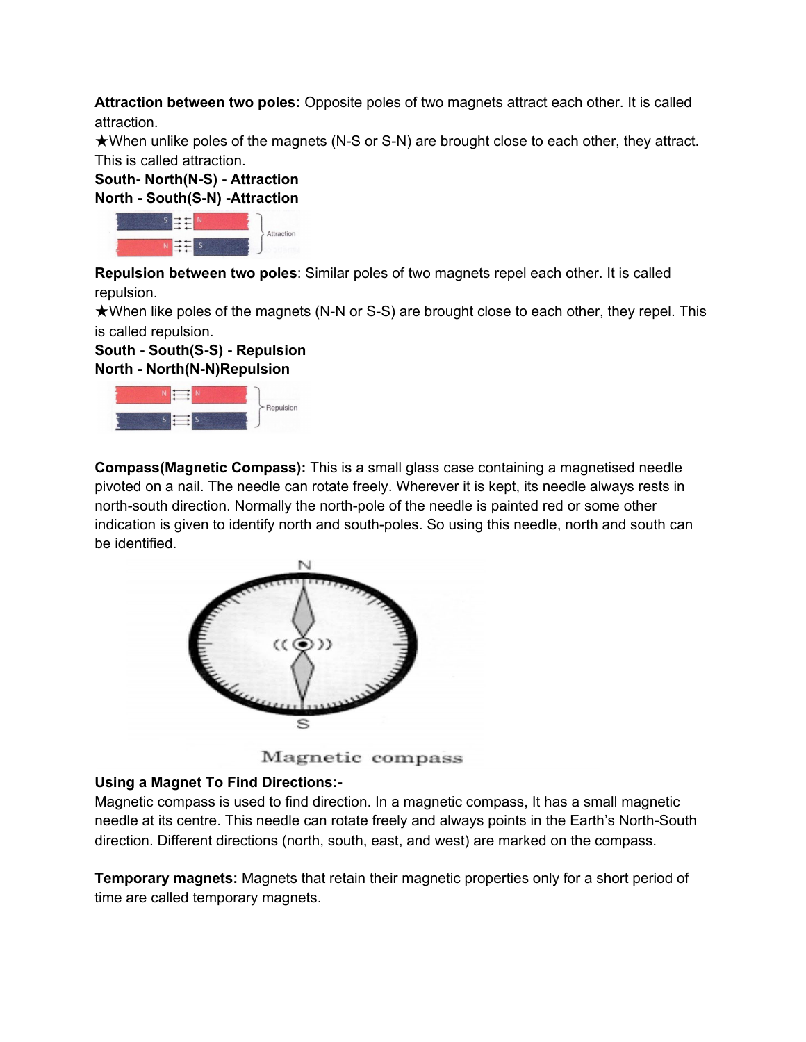**Attraction between two poles:** Opposite poles of two magnets attract each other. It is called attraction.

★When unlike poles of the magnets (N-S or S-N) are brought close to each other, they attract. This is called attraction.

**South- North(N-S) - Attraction**

**North - South(S-N) -Attraction**

**Repulsion between two poles**: Similar poles of two magnets repel each other. It is called repulsion.

★When like poles of the magnets (N-N or S-S) are brought close to each other, they repel. This is called repulsion.

**South - South(S-S) - Repulsion**

**North - North(N-N)Repulsion**

**Compass(Magnetic Compass):** This is a small glass case containing a magnetised needle pivoted on a nail. The needle can rotate freely. Wherever it is kept, its needle always rests in north-south direction. Normally the north-pole of the needle is painted red or some other indication is given to identify north and south-poles. So using this needle, north and south can be identified.

Magnetic compass

**Using a Magnet To Find Directions:-**

Magnetic compass is used to find direction. In a magnetic compass, It has a small magnetic needle at its centre. This needle can rotate freely and always points in the Earth's North-South direction. Different directions (north, south, east, and west) are marked on the compass.

**Temporary magnets:** Magnets that retain their magnetic properties only for a short period of time are called temporary magnets.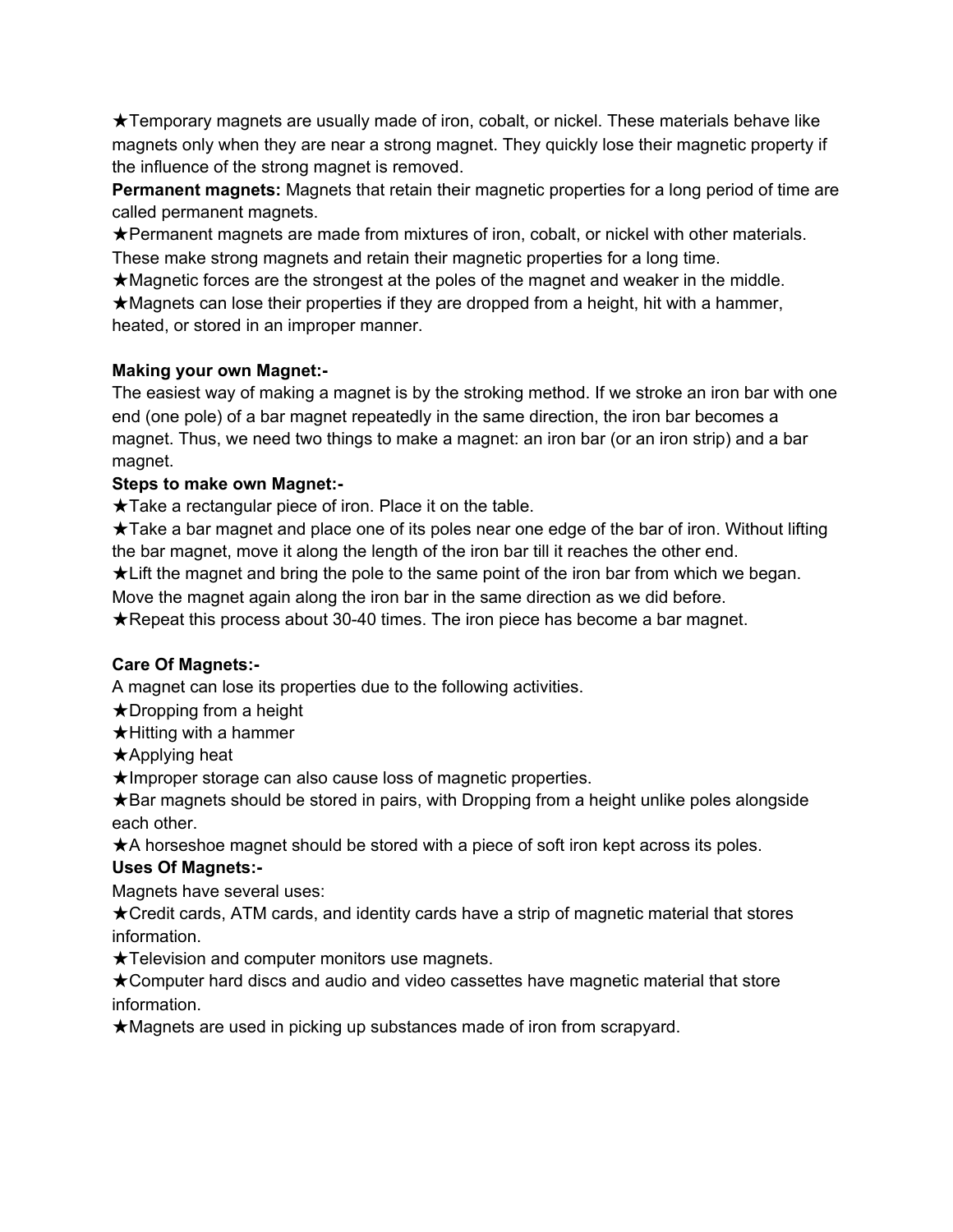★Temporary magnets are usually made of iron, cobalt, or nickel. These materials behave like magnets only when they are near a strong magnet. They quickly lose their magnetic property if the influence of the strong magnet is removed.

**Permanent magnets:** Magnets that retain their magnetic properties for a long period of time are called permanent magnets.

★Permanent magnets are made from mixtures of iron, cobalt, or nickel with other materials. These make strong magnets and retain their magnetic properties for a long time.

★Magnetic forces are the strongest at the poles of the magnet and weaker in the middle.

★Magnets can lose their properties if they are dropped from a height, hit with a hammer, heated, or stored in an improper manner.

**Making your own Magnet:-**

The easiest way of making a magnet is by the stroking method. If we stroke an iron bar with one end (one pole) of a bar magnet repeatedly in the same direction, the iron bar becomes a magnet. Thus, we need two things to make a magnet: an iron bar (or an iron strip) and a bar magnet.

**Steps to make own Magnet:-**

★Take a rectangular piece of iron. Place it on the table.

★Take a bar magnet and place one of its poles near one edge of the bar of iron. Without lifting the bar magnet, move it along the length of the iron bar till it reaches the other end.

★Lift the magnet and bring the pole to the same point of the iron bar from which we began. Move the magnet again along the iron bar in the same direction as we did before.

★Repeat this process about 30-40 times. The iron piece has become a bar magnet.

**Care Of Magnets:-**

A magnet can lose its properties due to the following activities.

★Dropping from a height

★Hitting with a hammer

★Applying heat

★Improper storage can also cause loss of magnetic properties.

★Bar magnets should be stored in pairs, with Dropping from a height unlike poles alongside each other.

★A horseshoe magnet should be stored with a piece of soft iron kept across its poles.

**Uses Of Magnets:-**

Magnets have several uses:

★Credit cards, ATM cards, and identity cards have a strip of magnetic material that stores information.

★Television and computer monitors use magnets.

★Computer hard discs and audio and video cassettes have magnetic material that store information.

★Magnets are used in picking up substances made of iron from scrapyard.